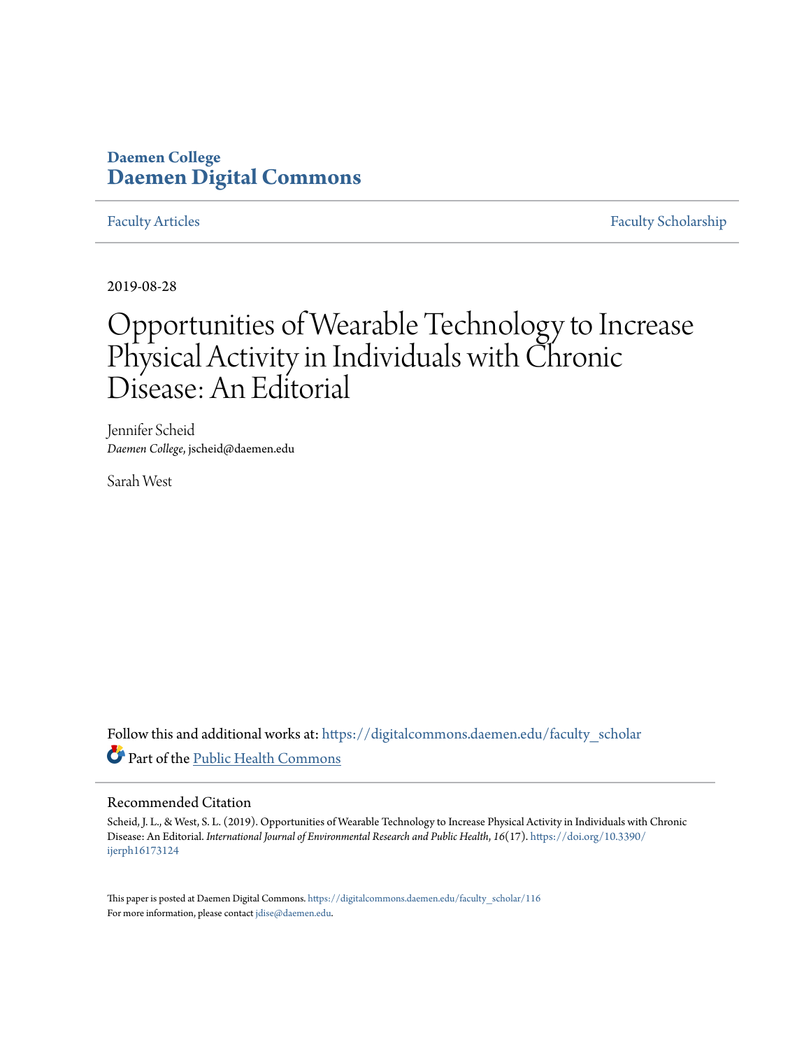Daemen College

**Daemen Digital Commons**

Faculty Articles | Faculty Scholarship

2019-08-28

# Opportunities of Wearable Technology to Increase Physical Activity in Individuals with Chronic Disease: An Editorial

Jennifer Scheid
*Daemen College*, jscheid@daemen.edu

Sarah West

Follow this and additional works at: https://digitalcommons.daemen.edu/faculty_scholar

Part of the Public Health Commons

## Recommended Citation

Scheid, J. L., & West, S. L. (2019). Opportunities of Wearable Technology to Increase Physical Activity in Individuals with Chronic Disease: An Editorial. *International Journal of Environmental Research and Public Health*, *16*(17). https://doi.org/10.3390/ijerph16173124

This paper is posted at Daemen Digital Commons. https://digitalcommons.daemen.edu/faculty_scholar/116
For more information, please contact jdise@daemen.edu.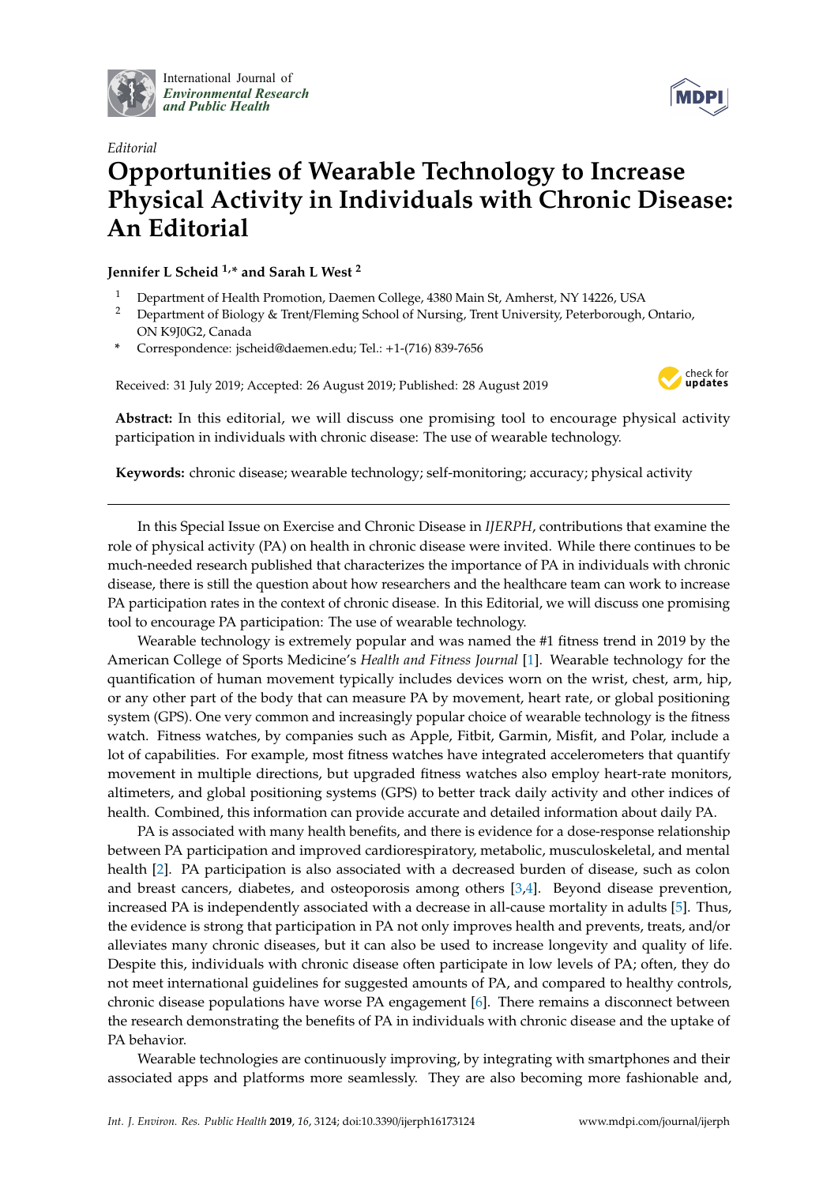International Journal of *Environmental Research and Public Health*

*Editorial*

# Opportunities of Wearable Technology to Increase Physical Activity in Individuals with Chronic Disease: An Editorial

**Jennifer L Scheid [1,*] and Sarah L West [2]**

[1] Department of Health Promotion, Daemen College, 4380 Main St, Amherst, NY 14226, USA

[2] Department of Biology & Trent/Fleming School of Nursing, Trent University, Peterborough, Ontario, ON K9J0G2, Canada

[*] Correspondence: jscheid@daemen.edu; Tel.: +1-(716) 839-7656

Received: 31 July 2019; Accepted: 26 August 2019; Published: 28 August 2019

**Abstract:** In this editorial, we will discuss one promising tool to encourage physical activity participation in individuals with chronic disease: The use of wearable technology.

**Keywords:** chronic disease; wearable technology; self-monitoring; accuracy; physical activity

---

In this Special Issue on Exercise and Chronic Disease in *IJERPH*, contributions that examine the role of physical activity (PA) on health in chronic disease were invited. While there continues to be much-needed research published that characterizes the importance of PA in individuals with chronic disease, there is still the question about how researchers and the healthcare team can work to increase PA participation rates in the context of chronic disease. In this Editorial, we will discuss one promising tool to encourage PA participation: The use of wearable technology.

Wearable technology is extremely popular and was named the #1 fitness trend in 2019 by the American College of Sports Medicine's *Health and Fitness Journal* [1]. Wearable technology for the quantification of human movement typically includes devices worn on the wrist, chest, arm, hip, or any other part of the body that can measure PA by movement, heart rate, or global positioning system (GPS). One very common and increasingly popular choice of wearable technology is the fitness watch. Fitness watches, by companies such as Apple, Fitbit, Garmin, Misfit, and Polar, include a lot of capabilities. For example, most fitness watches have integrated accelerometers that quantify movement in multiple directions, but upgraded fitness watches also employ heart-rate monitors, altimeters, and global positioning systems (GPS) to better track daily activity and other indices of health. Combined, this information can provide accurate and detailed information about daily PA.

PA is associated with many health benefits, and there is evidence for a dose-response relationship between PA participation and improved cardiorespiratory, metabolic, musculoskeletal, and mental health [2]. PA participation is also associated with a decreased burden of disease, such as colon and breast cancers, diabetes, and osteoporosis among others [3,4]. Beyond disease prevention, increased PA is independently associated with a decrease in all-cause mortality in adults [5]. Thus, the evidence is strong that participation in PA not only improves health and prevents, treats, and/or alleviates many chronic diseases, but it can also be used to increase longevity and quality of life. Despite this, individuals with chronic disease often participate in low levels of PA; often, they do not meet international guidelines for suggested amounts of PA, and compared to healthy controls, chronic disease populations have worse PA engagement [6]. There remains a disconnect between the research demonstrating the benefits of PA in individuals with chronic disease and the uptake of PA behavior.

Wearable technologies are continuously improving, by integrating with smartphones and their associated apps and platforms more seamlessly. They are also becoming more fashionable and,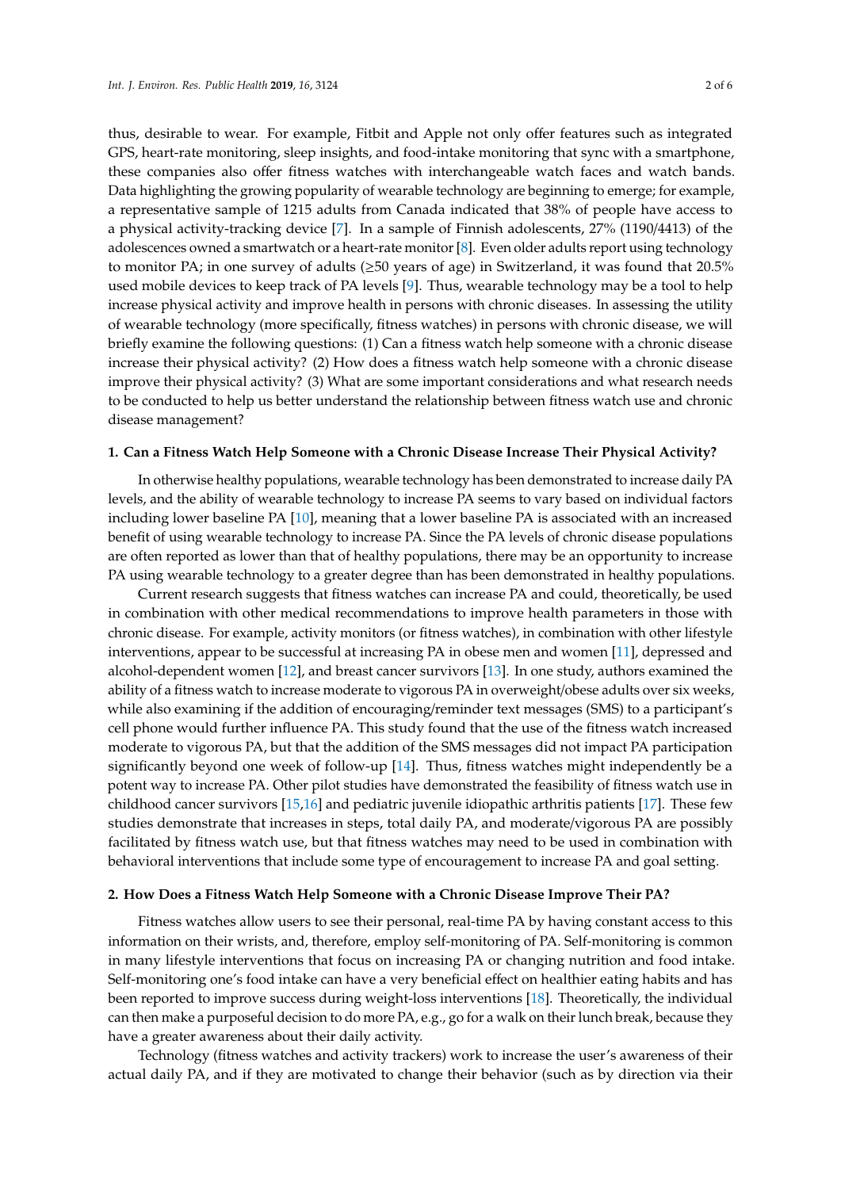thus, desirable to wear. For example, Fitbit and Apple not only offer features such as integrated GPS, heart-rate monitoring, sleep insights, and food-intake monitoring that sync with a smartphone, these companies also offer fitness watches with interchangeable watch faces and watch bands. Data highlighting the growing popularity of wearable technology are beginning to emerge; for example, a representative sample of 1215 adults from Canada indicated that 38% of people have access to a physical activity-tracking device [7]. In a sample of Finnish adolescents, 27% (1190/4413) of the adolescences owned a smartwatch or a heart-rate monitor [8]. Even older adults report using technology to monitor PA; in one survey of adults (≥50 years of age) in Switzerland, it was found that 20.5% used mobile devices to keep track of PA levels [9]. Thus, wearable technology may be a tool to help increase physical activity and improve health in persons with chronic diseases. In assessing the utility of wearable technology (more specifically, fitness watches) in persons with chronic disease, we will briefly examine the following questions: (1) Can a fitness watch help someone with a chronic disease increase their physical activity? (2) How does a fitness watch help someone with a chronic disease improve their physical activity? (3) What are some important considerations and what research needs to be conducted to help us better understand the relationship between fitness watch use and chronic disease management?

## 1. Can a Fitness Watch Help Someone with a Chronic Disease Increase Their Physical Activity?

In otherwise healthy populations, wearable technology has been demonstrated to increase daily PA levels, and the ability of wearable technology to increase PA seems to vary based on individual factors including lower baseline PA [10], meaning that a lower baseline PA is associated with an increased benefit of using wearable technology to increase PA. Since the PA levels of chronic disease populations are often reported as lower than that of healthy populations, there may be an opportunity to increase PA using wearable technology to a greater degree than has been demonstrated in healthy populations.

Current research suggests that fitness watches can increase PA and could, theoretically, be used in combination with other medical recommendations to improve health parameters in those with chronic disease. For example, activity monitors (or fitness watches), in combination with other lifestyle interventions, appear to be successful at increasing PA in obese men and women [11], depressed and alcohol-dependent women [12], and breast cancer survivors [13]. In one study, authors examined the ability of a fitness watch to increase moderate to vigorous PA in overweight/obese adults over six weeks, while also examining if the addition of encouraging/reminder text messages (SMS) to a participant's cell phone would further influence PA. This study found that the use of the fitness watch increased moderate to vigorous PA, but that the addition of the SMS messages did not impact PA participation significantly beyond one week of follow-up [14]. Thus, fitness watches might independently be a potent way to increase PA. Other pilot studies have demonstrated the feasibility of fitness watch use in childhood cancer survivors [15,16] and pediatric juvenile idiopathic arthritis patients [17]. These few studies demonstrate that increases in steps, total daily PA, and moderate/vigorous PA are possibly facilitated by fitness watch use, but that fitness watches may need to be used in combination with behavioral interventions that include some type of encouragement to increase PA and goal setting.

## 2. How Does a Fitness Watch Help Someone with a Chronic Disease Improve Their PA?

Fitness watches allow users to see their personal, real-time PA by having constant access to this information on their wrists, and, therefore, employ self-monitoring of PA. Self-monitoring is common in many lifestyle interventions that focus on increasing PA or changing nutrition and food intake. Self-monitoring one's food intake can have a very beneficial effect on healthier eating habits and has been reported to improve success during weight-loss interventions [18]. Theoretically, the individual can then make a purposeful decision to do more PA, e.g., go for a walk on their lunch break, because they have a greater awareness about their daily activity.

Technology (fitness watches and activity trackers) work to increase the user's awareness of their actual daily PA, and if they are motivated to change their behavior (such as by direction via their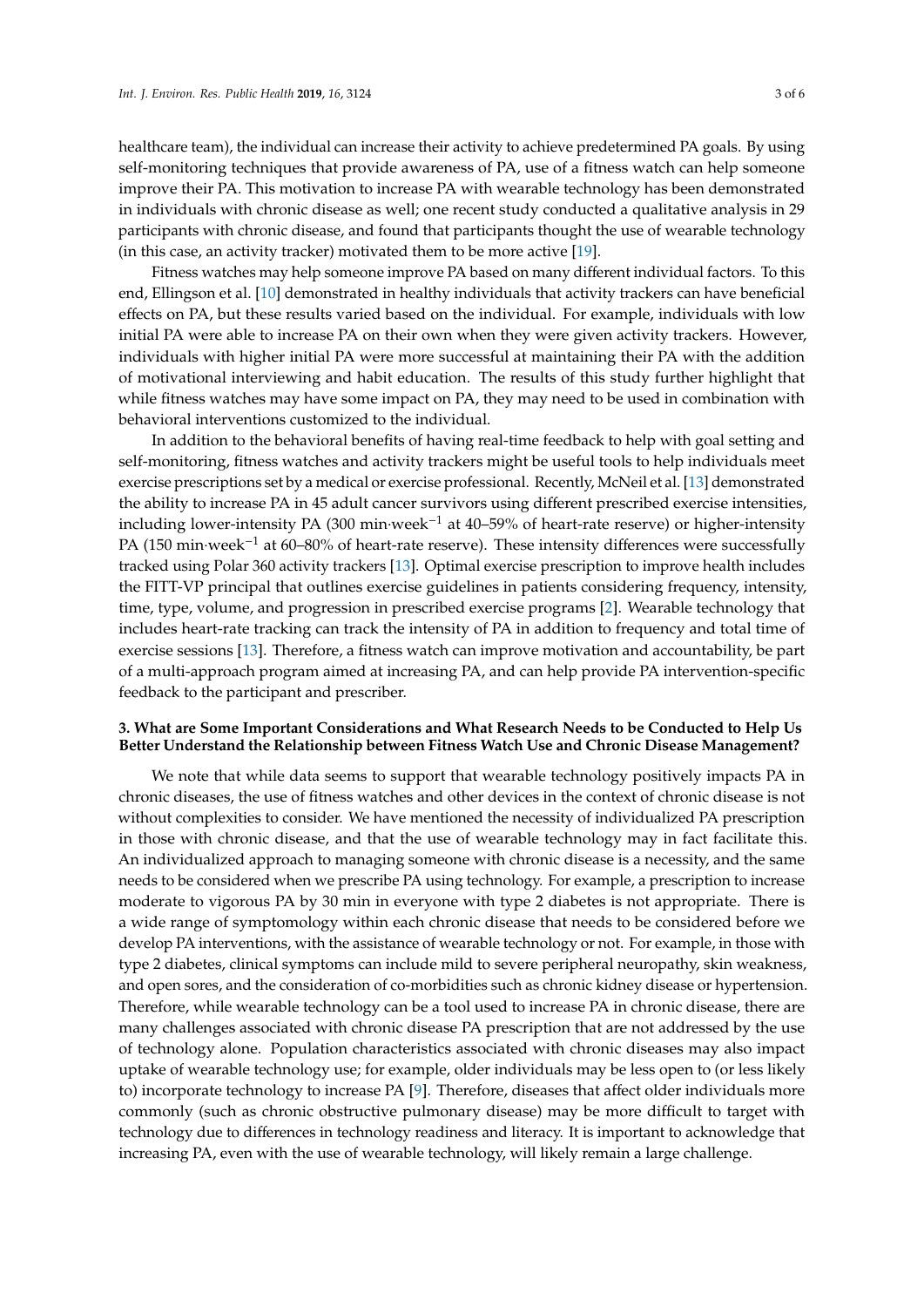healthcare team), the individual can increase their activity to achieve predetermined PA goals. By using self-monitoring techniques that provide awareness of PA, use of a fitness watch can help someone improve their PA. This motivation to increase PA with wearable technology has been demonstrated in individuals with chronic disease as well; one recent study conducted a qualitative analysis in 29 participants with chronic disease, and found that participants thought the use of wearable technology (in this case, an activity tracker) motivated them to be more active [19].

Fitness watches may help someone improve PA based on many different individual factors. To this end, Ellingson et al. [10] demonstrated in healthy individuals that activity trackers can have beneficial effects on PA, but these results varied based on the individual. For example, individuals with low initial PA were able to increase PA on their own when they were given activity trackers. However, individuals with higher initial PA were more successful at maintaining their PA with the addition of motivational interviewing and habit education. The results of this study further highlight that while fitness watches may have some impact on PA, they may need to be used in combination with behavioral interventions customized to the individual.

In addition to the behavioral benefits of having real-time feedback to help with goal setting and self-monitoring, fitness watches and activity trackers might be useful tools to help individuals meet exercise prescriptions set by a medical or exercise professional. Recently, McNeil et al. [13] demonstrated the ability to increase PA in 45 adult cancer survivors using different prescribed exercise intensities, including lower-intensity PA (300 min·week$^{-1}$ at 40–59% of heart-rate reserve) or higher-intensity PA (150 min·week$^{-1}$ at 60–80% of heart-rate reserve). These intensity differences were successfully tracked using Polar 360 activity trackers [13]. Optimal exercise prescription to improve health includes the FITT-VP principal that outlines exercise guidelines in patients considering frequency, intensity, time, type, volume, and progression in prescribed exercise programs [2]. Wearable technology that includes heart-rate tracking can track the intensity of PA in addition to frequency and total time of exercise sessions [13]. Therefore, a fitness watch can improve motivation and accountability, be part of a multi-approach program aimed at increasing PA, and can help provide PA intervention-specific feedback to the participant and prescriber.

## 3. What are Some Important Considerations and What Research Needs to be Conducted to Help Us Better Understand the Relationship between Fitness Watch Use and Chronic Disease Management?

We note that while data seems to support that wearable technology positively impacts PA in chronic diseases, the use of fitness watches and other devices in the context of chronic disease is not without complexities to consider. We have mentioned the necessity of individualized PA prescription in those with chronic disease, and that the use of wearable technology may in fact facilitate this. An individualized approach to managing someone with chronic disease is a necessity, and the same needs to be considered when we prescribe PA using technology. For example, a prescription to increase moderate to vigorous PA by 30 min in everyone with type 2 diabetes is not appropriate. There is a wide range of symptomology within each chronic disease that needs to be considered before we develop PA interventions, with the assistance of wearable technology or not. For example, in those with type 2 diabetes, clinical symptoms can include mild to severe peripheral neuropathy, skin weakness, and open sores, and the consideration of co-morbidities such as chronic kidney disease or hypertension. Therefore, while wearable technology can be a tool used to increase PA in chronic disease, there are many challenges associated with chronic disease PA prescription that are not addressed by the use of technology alone. Population characteristics associated with chronic diseases may also impact uptake of wearable technology use; for example, older individuals may be less open to (or less likely to) incorporate technology to increase PA [9]. Therefore, diseases that affect older individuals more commonly (such as chronic obstructive pulmonary disease) may be more difficult to target with technology due to differences in technology readiness and literacy. It is important to acknowledge that increasing PA, even with the use of wearable technology, will likely remain a large challenge.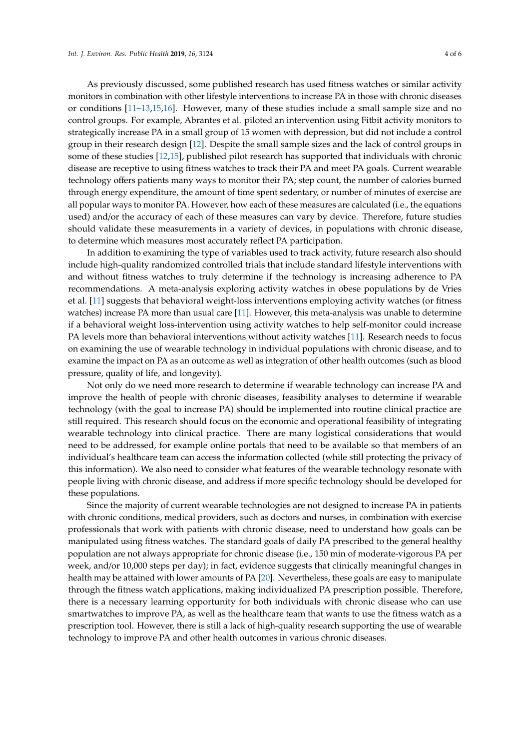As previously discussed, some published research has used fitness watches or similar activity monitors in combination with other lifestyle interventions to increase PA in those with chronic diseases or conditions [11–13,15,16]. However, many of these studies include a small sample size and no control groups. For example, Abrantes et al. piloted an intervention using Fitbit activity monitors to strategically increase PA in a small group of 15 women with depression, but did not include a control group in their research design [12]. Despite the small sample sizes and the lack of control groups in some of these studies [12,15], published pilot research has supported that individuals with chronic disease are receptive to using fitness watches to track their PA and meet PA goals. Current wearable technology offers patients many ways to monitor their PA; step count, the number of calories burned through energy expenditure, the amount of time spent sedentary, or number of minutes of exercise are all popular ways to monitor PA. However, how each of these measures are calculated (i.e., the equations used) and/or the accuracy of each of these measures can vary by device. Therefore, future studies should validate these measurements in a variety of devices, in populations with chronic disease, to determine which measures most accurately reflect PA participation.

In addition to examining the type of variables used to track activity, future research also should include high-quality randomized controlled trials that include standard lifestyle interventions with and without fitness watches to truly determine if the technology is increasing adherence to PA recommendations. A meta-analysis exploring activity watches in obese populations by de Vries et al. [11] suggests that behavioral weight-loss interventions employing activity watches (or fitness watches) increase PA more than usual care [11]. However, this meta-analysis was unable to determine if a behavioral weight loss-intervention using activity watches to help self-monitor could increase PA levels more than behavioral interventions without activity watches [11]. Research needs to focus on examining the use of wearable technology in individual populations with chronic disease, and to examine the impact on PA as an outcome as well as integration of other health outcomes (such as blood pressure, quality of life, and longevity).

Not only do we need more research to determine if wearable technology can increase PA and improve the health of people with chronic diseases, feasibility analyses to determine if wearable technology (with the goal to increase PA) should be implemented into routine clinical practice are still required. This research should focus on the economic and operational feasibility of integrating wearable technology into clinical practice. There are many logistical considerations that would need to be addressed, for example online portals that need to be available so that members of an individual's healthcare team can access the information collected (while still protecting the privacy of this information). We also need to consider what features of the wearable technology resonate with people living with chronic disease, and address if more specific technology should be developed for these populations.

Since the majority of current wearable technologies are not designed to increase PA in patients with chronic conditions, medical providers, such as doctors and nurses, in combination with exercise professionals that work with patients with chronic disease, need to understand how goals can be manipulated using fitness watches. The standard goals of daily PA prescribed to the general healthy population are not always appropriate for chronic disease (i.e., 150 min of moderate-vigorous PA per week, and/or 10,000 steps per day); in fact, evidence suggests that clinically meaningful changes in health may be attained with lower amounts of PA [20]. Nevertheless, these goals are easy to manipulate through the fitness watch applications, making individualized PA prescription possible. Therefore, there is a necessary learning opportunity for both individuals with chronic disease who can use smartwatches to improve PA, as well as the healthcare team that wants to use the fitness watch as a prescription tool. However, there is still a lack of high-quality research supporting the use of wearable technology to improve PA and other health outcomes in various chronic diseases.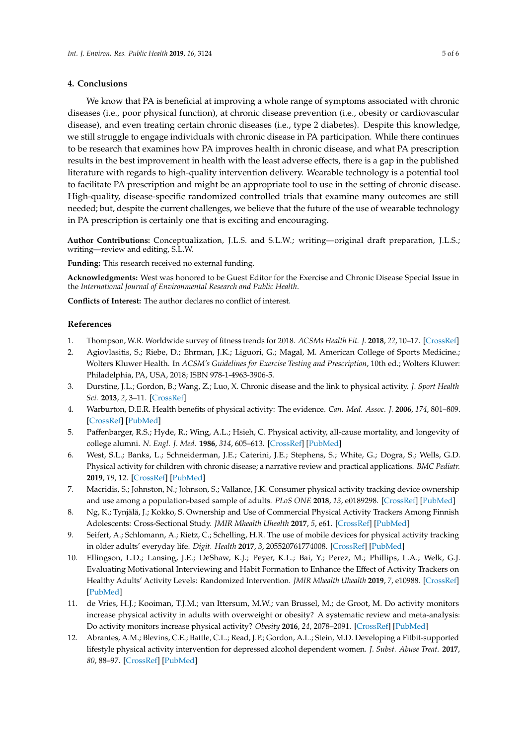## 4. Conclusions

We know that PA is beneficial at improving a whole range of symptoms associated with chronic diseases (i.e., poor physical function), at chronic disease prevention (i.e., obesity or cardiovascular disease), and even treating certain chronic diseases (i.e., type 2 diabetes). Despite this knowledge, we still struggle to engage individuals with chronic disease in PA participation. While there continues to be research that examines how PA improves health in chronic disease, and what PA prescription results in the best improvement in health with the least adverse effects, there is a gap in the published literature with regards to high-quality intervention delivery. Wearable technology is a potential tool to facilitate PA prescription and might be an appropriate tool to use in the setting of chronic disease. High-quality, disease-specific randomized controlled trials that examine many outcomes are still needed; but, despite the current challenges, we believe that the future of the use of wearable technology in PA prescription is certainly one that is exciting and encouraging.

**Author Contributions:** Conceptualization, J.L.S. and S.L.W.; writing—original draft preparation, J.L.S.; writing—review and editing, S.L.W.

**Funding:** This research received no external funding.

**Acknowledgments:** West was honored to be Guest Editor for the Exercise and Chronic Disease Special Issue in the *International Journal of Environmental Research and Public Health*.

**Conflicts of Interest:** The author declares no conflict of interest.

## References

1. Thompson, W.R. Worldwide survey of fitness trends for 2018. *ACSMs Health Fit. J.* **2018**, *22*, 10–17. [CrossRef]
2. Agiovlasitis, S.; Riebe, D.; Ehrman, J.K.; Liguori, G.; Magal, M. American College of Sports Medicine.; Wolters Kluwer Health. In *ACSM's Guidelines for Exercise Testing and Prescription*, 10th ed.; Wolters Kluwer: Philadelphia, PA, USA, 2018; ISBN 978-1-4963-3906-5.
3. Durstine, J.L.; Gordon, B.; Wang, Z.; Luo, X. Chronic disease and the link to physical activity. *J. Sport Health Sci.* **2013**, *2*, 3–11. [CrossRef]
4. Warburton, D.E.R. Health benefits of physical activity: The evidence. *Can. Med. Assoc. J.* **2006**, *174*, 801–809. [CrossRef] [PubMed]
5. Paffenbarger, R.S.; Hyde, R.; Wing, A.L.; Hsieh, C. Physical activity, all-cause mortality, and longevity of college alumni. *N. Engl. J. Med.* **1986**, *314*, 605–613. [CrossRef] [PubMed]
6. West, S.L.; Banks, L.; Schneiderman, J.E.; Caterini, J.E.; Stephens, S.; White, G.; Dogra, S.; Wells, G.D. Physical activity for children with chronic disease; a narrative review and practical applications. *BMC Pediatr.* **2019**, *19*, 12. [CrossRef] [PubMed]
7. Macridis, S.; Johnston, N.; Johnson, S.; Vallance, J.K. Consumer physical activity tracking device ownership and use among a population-based sample of adults. *PLoS ONE* **2018**, *13*, e0189298. [CrossRef] [PubMed]
8. Ng, K.; Tynjälä, J.; Kokko, S. Ownership and Use of Commercial Physical Activity Trackers Among Finnish Adolescents: Cross-Sectional Study. *JMIR Mhealth Uhealth* **2017**, *5*, e61. [CrossRef] [PubMed]
9. Seifert, A.; Schlomann, A.; Rietz, C.; Schelling, H.R. The use of mobile devices for physical activity tracking in older adults' everyday life. *Digit. Health* **2017**, *3*, 205520761774008. [CrossRef] [PubMed]
10. Ellingson, L.D.; Lansing, J.E.; DeShaw, K.J.; Peyer, K.L.; Bai, Y.; Perez, M.; Phillips, L.A.; Welk, G.J. Evaluating Motivational Interviewing and Habit Formation to Enhance the Effect of Activity Trackers on Healthy Adults' Activity Levels: Randomized Intervention. *JMIR Mhealth Uhealth* **2019**, *7*, e10988. [CrossRef] [PubMed]
11. de Vries, H.J.; Kooiman, T.J.M.; van Ittersum, M.W.; van Brussel, M.; de Groot, M. Do activity monitors increase physical activity in adults with overweight or obesity? A systematic review and meta-analysis: Do activity monitors increase physical activity? *Obesity* **2016**, *24*, 2078–2091. [CrossRef] [PubMed]
12. Abrantes, A.M.; Blevins, C.E.; Battle, C.L.; Read, J.P.; Gordon, A.L.; Stein, M.D. Developing a Fitbit-supported lifestyle physical activity intervention for depressed alcohol dependent women. *J. Subst. Abuse Treat.* **2017**, *80*, 88–97. [CrossRef] [PubMed]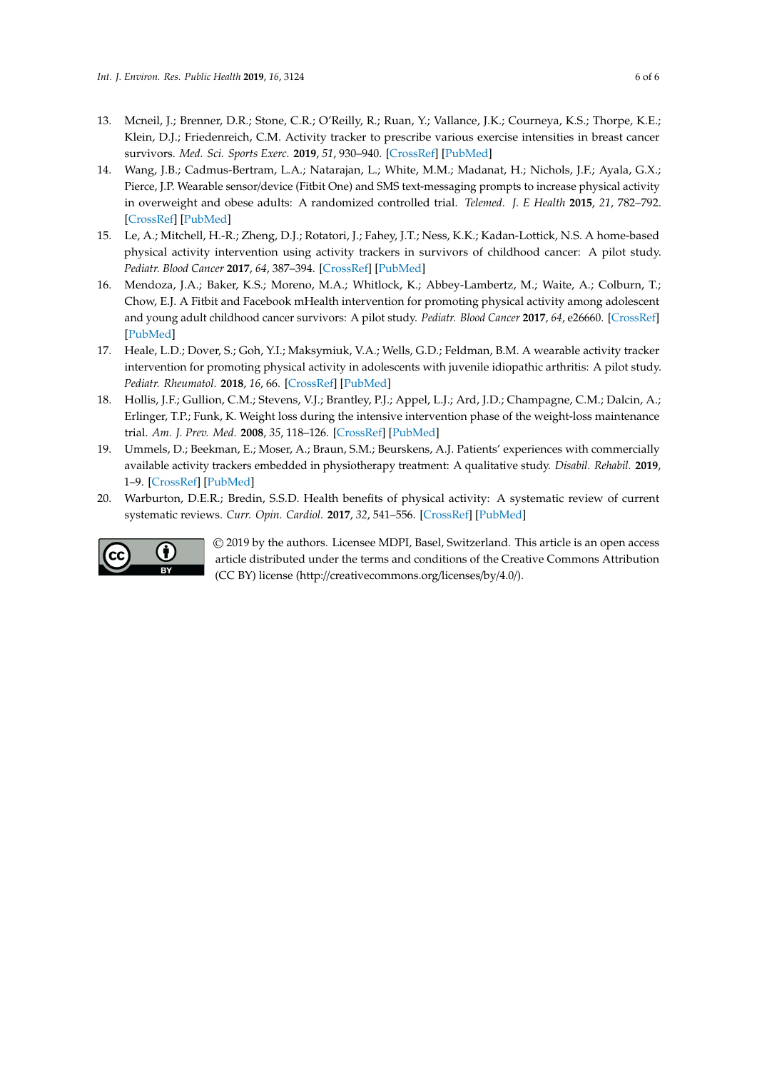13. Mcneil, J.; Brenner, D.R.; Stone, C.R.; O'Reilly, R.; Ruan, Y.; Vallance, J.K.; Courneya, K.S.; Thorpe, K.E.; Klein, D.J.; Friedenreich, C.M. Activity tracker to prescribe various exercise intensities in breast cancer survivors. *Med. Sci. Sports Exerc.* **2019**, *51*, 930–940. [CrossRef] [PubMed]
14. Wang, J.B.; Cadmus-Bertram, L.A.; Natarajan, L.; White, M.M.; Madanat, H.; Nichols, J.F.; Ayala, G.X.; Pierce, J.P. Wearable sensor/device (Fitbit One) and SMS text-messaging prompts to increase physical activity in overweight and obese adults: A randomized controlled trial. *Telemed. J. E Health* **2015**, *21*, 782–792. [CrossRef] [PubMed]
15. Le, A.; Mitchell, H.-R.; Zheng, D.J.; Rotatori, J.; Fahey, J.T.; Ness, K.K.; Kadan-Lottick, N.S. A home-based physical activity intervention using activity trackers in survivors of childhood cancer: A pilot study. *Pediatr. Blood Cancer* **2017**, *64*, 387–394. [CrossRef] [PubMed]
16. Mendoza, J.A.; Baker, K.S.; Moreno, M.A.; Whitlock, K.; Abbey-Lambertz, M.; Waite, A.; Colburn, T.; Chow, E.J. A Fitbit and Facebook mHealth intervention for promoting physical activity among adolescent and young adult childhood cancer survivors: A pilot study. *Pediatr. Blood Cancer* **2017**, *64*, e26660. [CrossRef] [PubMed]
17. Heale, L.D.; Dover, S.; Goh, Y.I.; Maksymiuk, V.A.; Wells, G.D.; Feldman, B.M. A wearable activity tracker intervention for promoting physical activity in adolescents with juvenile idiopathic arthritis: A pilot study. *Pediatr. Rheumatol.* **2018**, *16*, 66. [CrossRef] [PubMed]
18. Hollis, J.F.; Gullion, C.M.; Stevens, V.J.; Brantley, P.J.; Appel, L.J.; Ard, J.D.; Champagne, C.M.; Dalcin, A.; Erlinger, T.P.; Funk, K. Weight loss during the intensive intervention phase of the weight-loss maintenance trial. *Am. J. Prev. Med.* **2008**, *35*, 118–126. [CrossRef] [PubMed]
19. Ummels, D.; Beekman, E.; Moser, A.; Braun, S.M.; Beurskens, A.J. Patients' experiences with commercially available activity trackers embedded in physiotherapy treatment: A qualitative study. *Disabil. Rehabil.* **2019**, 1–9. [CrossRef] [PubMed]
20. Warburton, D.E.R.; Bredin, S.S.D. Health benefits of physical activity: A systematic review of current systematic reviews. *Curr. Opin. Cardiol.* **2017**, *32*, 541–556. [CrossRef] [PubMed]

© 2019 by the authors. Licensee MDPI, Basel, Switzerland. This article is an open access article distributed under the terms and conditions of the Creative Commons Attribution (CC BY) license (http://creativecommons.org/licenses/by/4.0/).